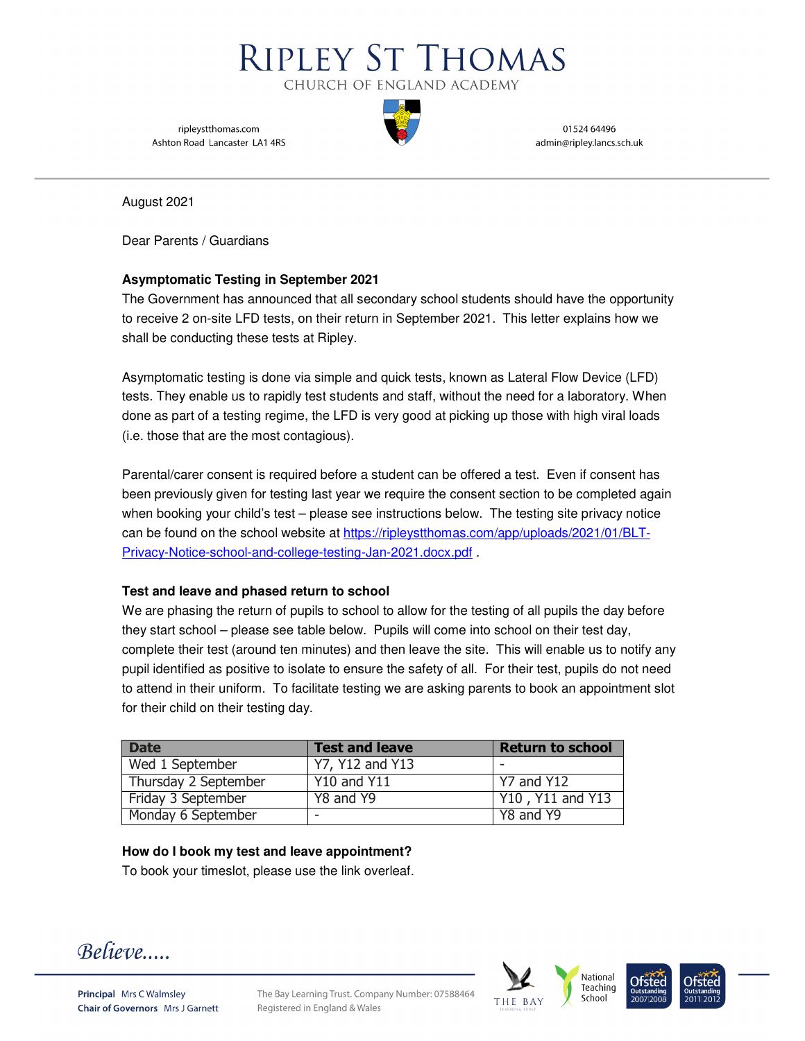# RIPLEY ST THOMAS

CHURCH OF ENGLAND ACADEMY

ripleystthomas.com
Ashton Road Lancaster LA1 4RS

01524 64496
admin@ripley.lancs.sch.uk

August 2021

Dear Parents / Guardians

**Asymptomatic Testing in September 2021**

The Government has announced that all secondary school students should have the opportunity to receive 2 on-site LFD tests, on their return in September 2021. This letter explains how we shall be conducting these tests at Ripley.

Asymptomatic testing is done via simple and quick tests, known as Lateral Flow Device (LFD) tests. They enable us to rapidly test students and staff, without the need for a laboratory. When done as part of a testing regime, the LFD is very good at picking up those with high viral loads (i.e. those that are the most contagious).

Parental/carer consent is required before a student can be offered a test. Even if consent has been previously given for testing last year we require the consent section to be completed again when booking your child's test – please see instructions below. The testing site privacy notice can be found on the school website at https://ripleystthomas.com/app/uploads/2021/01/BLT-Privacy-Notice-school-and-college-testing-Jan-2021.docx.pdf .

**Test and leave and phased return to school**

We are phasing the return of pupils to school to allow for the testing of all pupils the day before they start school – please see table below. Pupils will come into school on their test day, complete their test (around ten minutes) and then leave the site. This will enable us to notify any pupil identified as positive to isolate to ensure the safety of all. For their test, pupils do not need to attend in their uniform. To facilitate testing we are asking parents to book an appointment slot for their child on their testing day.

| Date | Test and leave | Return to school |
|---|---|---|
| Wed 1 September | Y7, Y12 and Y13 | - |
| Thursday 2 September | Y10 and Y11 | Y7 and Y12 |
| Friday 3 September | Y8 and Y9 | Y10 , Y11 and Y13 |
| Monday 6 September | - | Y8 and Y9 |

**How do I book my test and leave appointment?**

To book your timeslot, please use the link overleaf.

*Believe.....*

**Principal** Mrs C Walmsley
**Chair of Governors** Mrs J Garnett

The Bay Learning Trust. Company Number: 07588464
Registered in England & Wales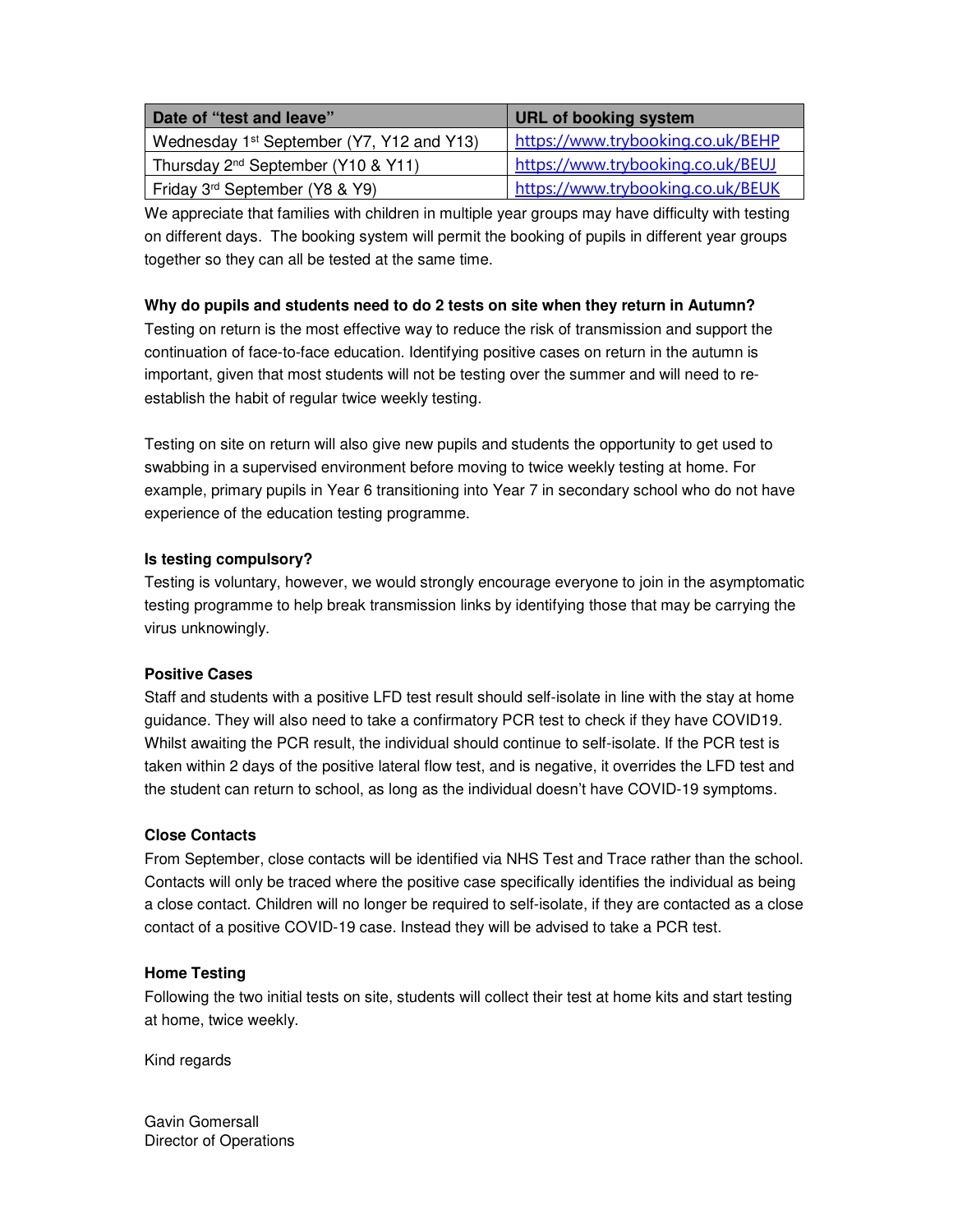| Date of "test and leave" | URL of booking system |
| --- | --- |
| Wednesday 1st September (Y7, Y12 and Y13) | https://www.trybooking.co.uk/BEHP |
| Thursday 2nd September (Y10 & Y11) | https://www.trybooking.co.uk/BEUJ |
| Friday 3rd September (Y8 & Y9) | https://www.trybooking.co.uk/BEUK |

We appreciate that families with children in multiple year groups may have difficulty with testing on different days. The booking system will permit the booking of pupils in different year groups together so they can all be tested at the same time.

**Why do pupils and students need to do 2 tests on site when they return in Autumn?**

Testing on return is the most effective way to reduce the risk of transmission and support the continuation of face-to-face education. Identifying positive cases on return in the autumn is important, given that most students will not be testing over the summer and will need to re-establish the habit of regular twice weekly testing.

Testing on site on return will also give new pupils and students the opportunity to get used to swabbing in a supervised environment before moving to twice weekly testing at home. For example, primary pupils in Year 6 transitioning into Year 7 in secondary school who do not have experience of the education testing programme.

**Is testing compulsory?**

Testing is voluntary, however, we would strongly encourage everyone to join in the asymptomatic testing programme to help break transmission links by identifying those that may be carrying the virus unknowingly.

**Positive Cases**

Staff and students with a positive LFD test result should self-isolate in line with the stay at home guidance. They will also need to take a confirmatory PCR test to check if they have COVID19. Whilst awaiting the PCR result, the individual should continue to self-isolate. If the PCR test is taken within 2 days of the positive lateral flow test, and is negative, it overrides the LFD test and the student can return to school, as long as the individual doesn't have COVID-19 symptoms.

**Close Contacts**

From September, close contacts will be identified via NHS Test and Trace rather than the school. Contacts will only be traced where the positive case specifically identifies the individual as being a close contact. Children will no longer be required to self-isolate, if they are contacted as a close contact of a positive COVID-19 case. Instead they will be advised to take a PCR test.

**Home Testing**

Following the two initial tests on site, students will collect their test at home kits and start testing at home, twice weekly.

Kind regards

Gavin Gomersall
Director of Operations